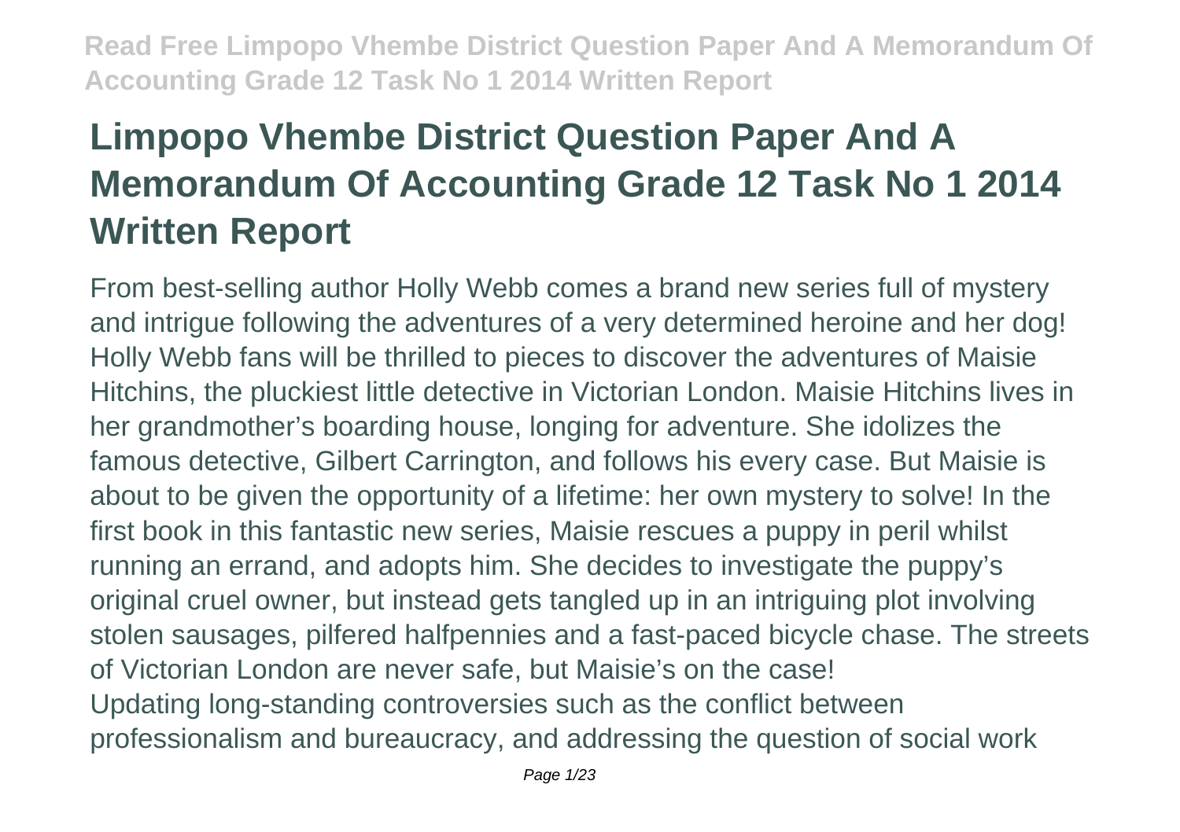# Limpopo Vhembe District Question Paper And A Memorandum Of Accounting Grade 12 Task No 1 2014 Written Report

From best-selling author Holly Webb comes a brand new series full of mystery and intrigue following the adventures of a very determined heroine and her dog! Holly Webb fans will be thrilled to pieces to discover the adventures of Maisie Hitchins, the pluckiest little detective in Victorian London. Maisie Hitchins lives in her grandmother's boarding house, longing for adventure. She idolizes the famous detective, Gilbert Carrington, and follows his every case. But Maisie is about to be given the opportunity of a lifetime: her own mystery to solve! In the first book in this fantastic new series, Maisie rescues a puppy in peril whilst running an errand, and adopts him. She decides to investigate the puppy's original cruel owner, but instead gets tangled up in an intriguing plot involving stolen sausages, pilfered halfpennies and a fast-paced bicycle chase. The streets of Victorian London are never safe, but Maisie's on the case!

Updating long-standing controversies such as the conflict between professionalism and bureaucracy, and addressing the question of social work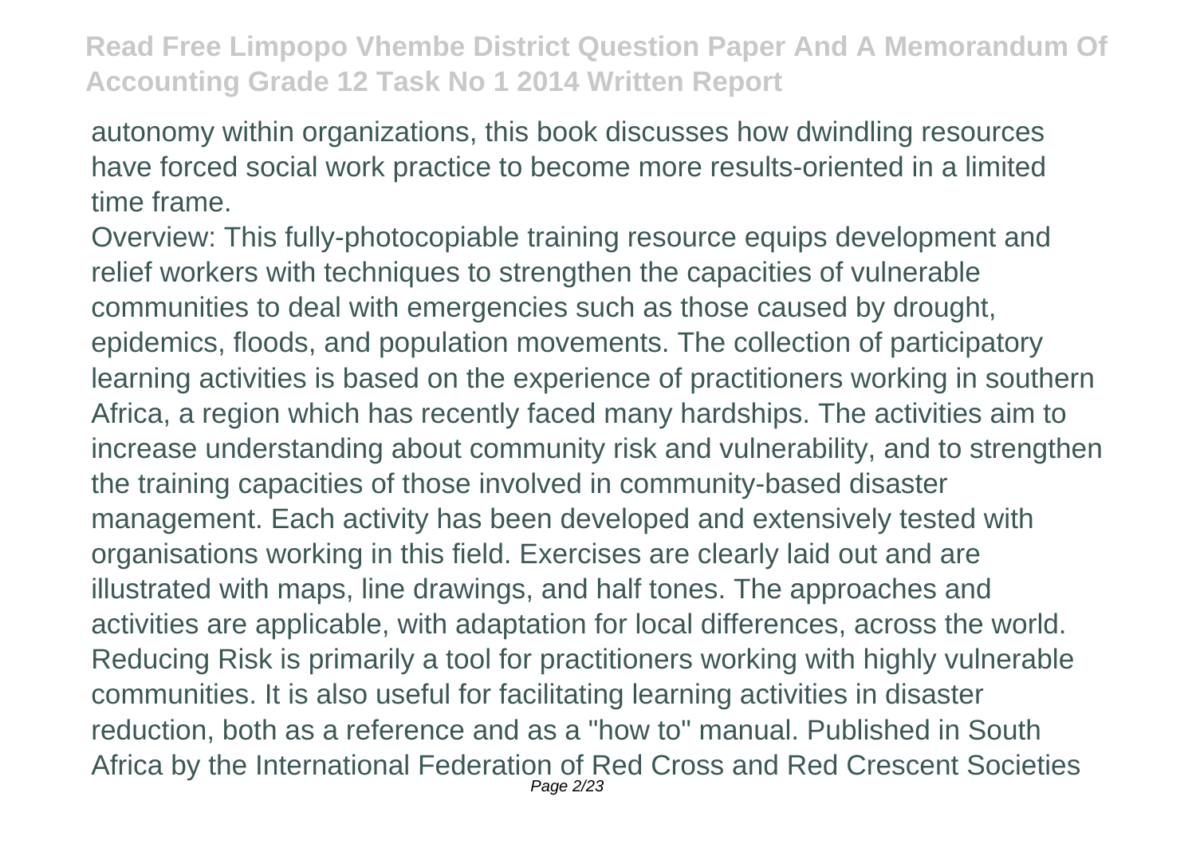autonomy within organizations, this book discusses how dwindling resources have forced social work practice to become more results-oriented in a limited time frame.

Overview: This fully-photocopiable training resource equips development and relief workers with techniques to strengthen the capacities of vulnerable communities to deal with emergencies such as those caused by drought, epidemics, floods, and population movements. The collection of participatory learning activities is based on the experience of practitioners working in southern Africa, a region which has recently faced many hardships. The activities aim to increase understanding about community risk and vulnerability, and to strengthen the training capacities of those involved in community-based disaster management. Each activity has been developed and extensively tested with organisations working in this field. Exercises are clearly laid out and are illustrated with maps, line drawings, and half tones. The approaches and activities are applicable, with adaptation for local differences, across the world. Reducing Risk is primarily a tool for practitioners working with highly vulnerable communities. It is also useful for facilitating learning activities in disaster reduction, both as a reference and as a "how to" manual. Published in South Africa by the International Federation of Red Cross and Red Crescent Societies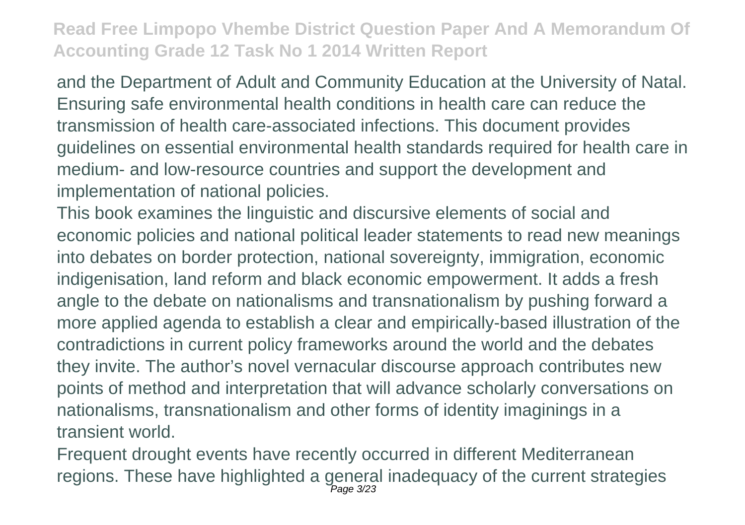and the Department of Adult and Community Education at the University of Natal. Ensuring safe environmental health conditions in health care can reduce the transmission of health care-associated infections. This document provides guidelines on essential environmental health standards required for health care in medium- and low-resource countries and support the development and implementation of national policies.

This book examines the linguistic and discursive elements of social and economic policies and national political leader statements to read new meanings into debates on border protection, national sovereignty, immigration, economic indigenisation, land reform and black economic empowerment. It adds a fresh angle to the debate on nationalisms and transnationalism by pushing forward a more applied agenda to establish a clear and empirically-based illustration of the contradictions in current policy frameworks around the world and the debates they invite. The author's novel vernacular discourse approach contributes new points of method and interpretation that will advance scholarly conversations on nationalisms, transnationalism and other forms of identity imaginings in a transient world.

Frequent drought events have recently occurred in different Mediterranean regions. These have highlighted a general inadequacy of the current strategies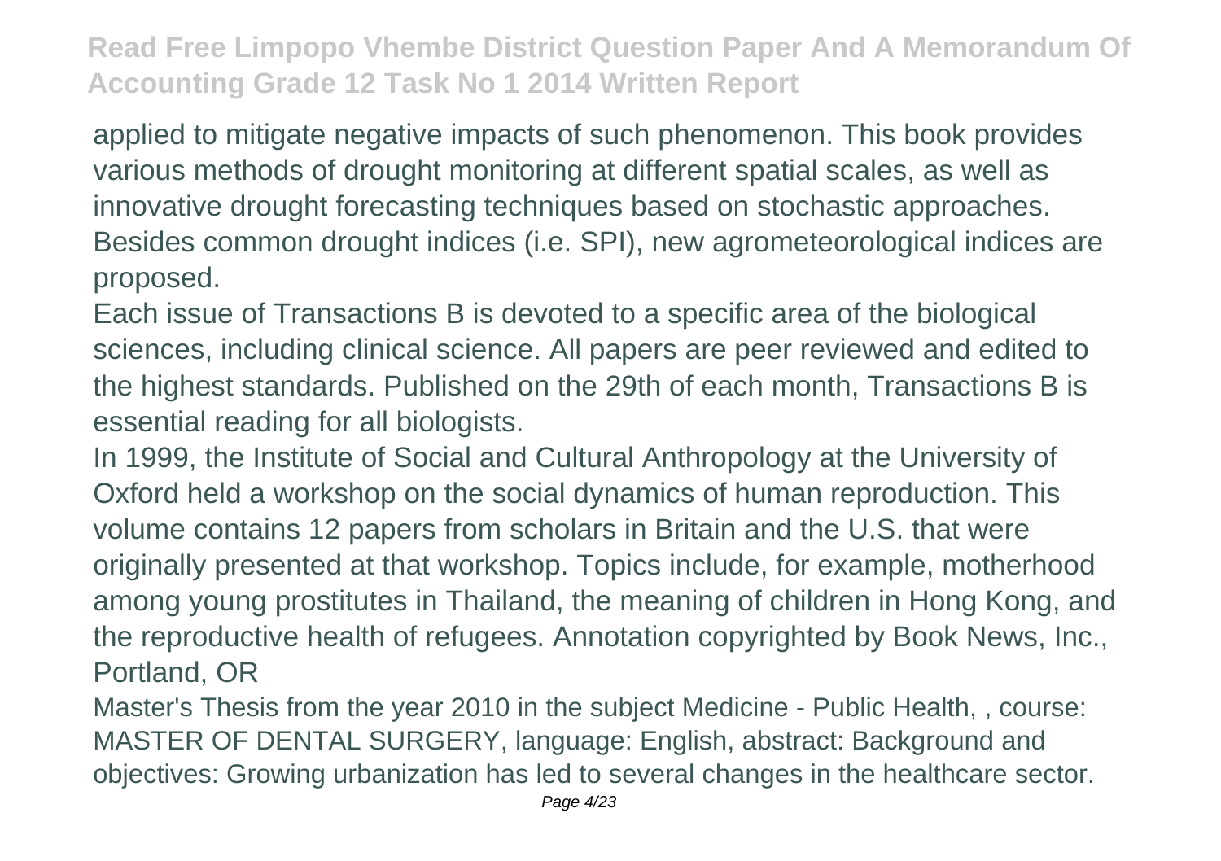applied to mitigate negative impacts of such phenomenon. This book provides various methods of drought monitoring at different spatial scales, as well as innovative drought forecasting techniques based on stochastic approaches. Besides common drought indices (i.e. SPI), new agrometeorological indices are proposed.

Each issue of Transactions B is devoted to a specific area of the biological sciences, including clinical science. All papers are peer reviewed and edited to the highest standards. Published on the 29th of each month, Transactions B is essential reading for all biologists.

In 1999, the Institute of Social and Cultural Anthropology at the University of Oxford held a workshop on the social dynamics of human reproduction. This volume contains 12 papers from scholars in Britain and the U.S. that were originally presented at that workshop. Topics include, for example, motherhood among young prostitutes in Thailand, the meaning of children in Hong Kong, and the reproductive health of refugees. Annotation copyrighted by Book News, Inc., Portland, OR

Master's Thesis from the year 2010 in the subject Medicine - Public Health, , course: MASTER OF DENTAL SURGERY, language: English, abstract: Background and objectives: Growing urbanization has led to several changes in the healthcare sector.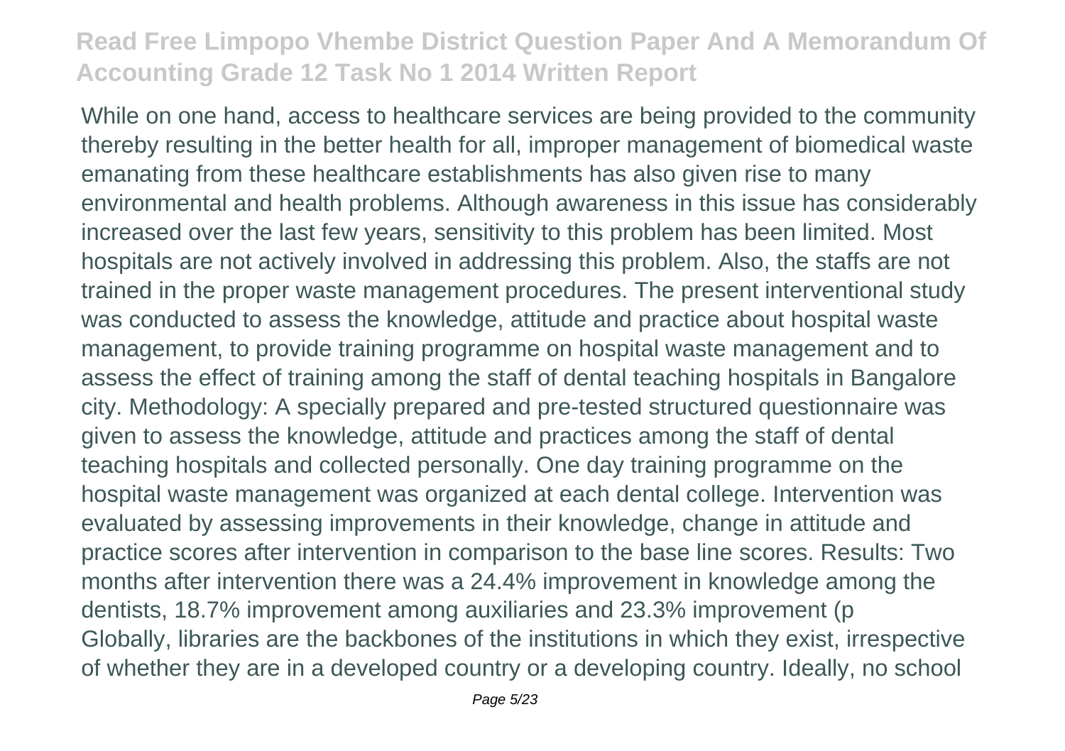While on one hand, access to healthcare services are being provided to the community thereby resulting in the better health for all, improper management of biomedical waste emanating from these healthcare establishments has also given rise to many environmental and health problems. Although awareness in this issue has considerably increased over the last few years, sensitivity to this problem has been limited. Most hospitals are not actively involved in addressing this problem. Also, the staffs are not trained in the proper waste management procedures. The present interventional study was conducted to assess the knowledge, attitude and practice about hospital waste management, to provide training programme on hospital waste management and to assess the effect of training among the staff of dental teaching hospitals in Bangalore city. Methodology: A specially prepared and pre-tested structured questionnaire was given to assess the knowledge, attitude and practices among the staff of dental teaching hospitals and collected personally. One day training programme on the hospital waste management was organized at each dental college. Intervention was evaluated by assessing improvements in their knowledge, change in attitude and practice scores after intervention in comparison to the base line scores. Results: Two months after intervention there was a 24.4% improvement in knowledge among the dentists, 18.7% improvement among auxiliaries and 23.3% improvement (p

Globally, libraries are the backbones of the institutions in which they exist, irrespective of whether they are in a developed country or a developing country. Ideally, no school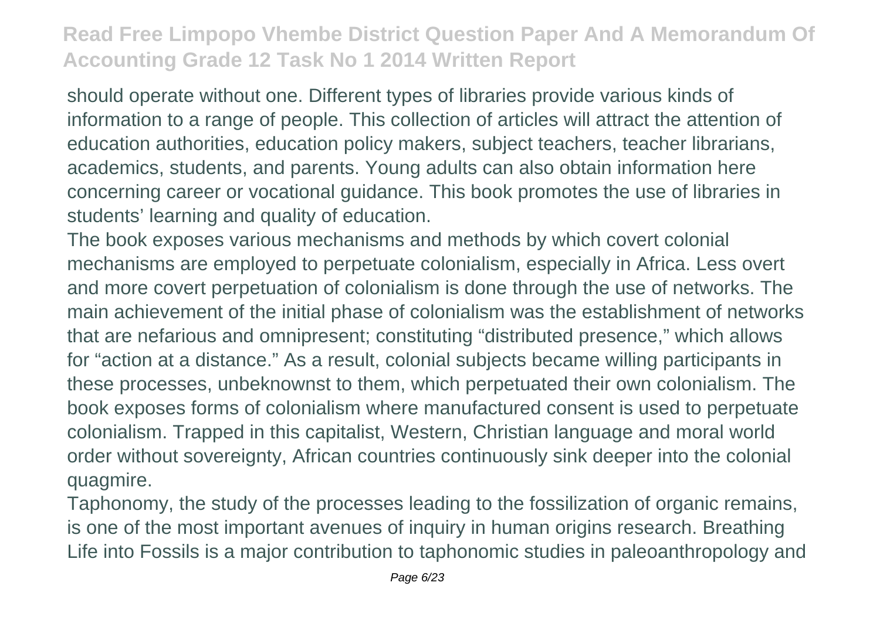should operate without one. Different types of libraries provide various kinds of information to a range of people. This collection of articles will attract the attention of education authorities, education policy makers, subject teachers, teacher librarians, academics, students, and parents. Young adults can also obtain information here concerning career or vocational guidance. This book promotes the use of libraries in students' learning and quality of education.

The book exposes various mechanisms and methods by which covert colonial mechanisms are employed to perpetuate colonialism, especially in Africa. Less overt and more covert perpetuation of colonialism is done through the use of networks. The main achievement of the initial phase of colonialism was the establishment of networks that are nefarious and omnipresent; constituting "distributed presence," which allows for "action at a distance." As a result, colonial subjects became willing participants in these processes, unbeknownst to them, which perpetuated their own colonialism. The book exposes forms of colonialism where manufactured consent is used to perpetuate colonialism. Trapped in this capitalist, Western, Christian language and moral world order without sovereignty, African countries continuously sink deeper into the colonial quagmire.

Taphonomy, the study of the processes leading to the fossilization of organic remains, is one of the most important avenues of inquiry in human origins research. Breathing Life into Fossils is a major contribution to taphonomic studies in paleoanthropology and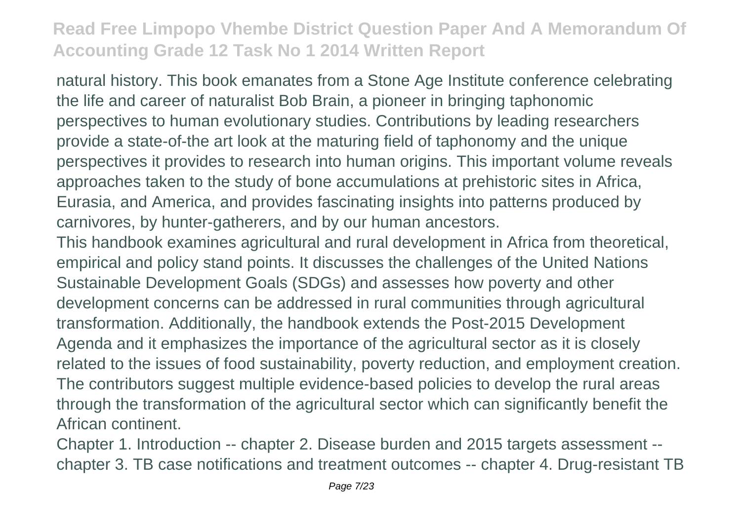natural history. This book emanates from a Stone Age Institute conference celebrating the life and career of naturalist Bob Brain, a pioneer in bringing taphonomic perspectives to human evolutionary studies. Contributions by leading researchers provide a state-of-the art look at the maturing field of taphonomy and the unique perspectives it provides to research into human origins. This important volume reveals approaches taken to the study of bone accumulations at prehistoric sites in Africa, Eurasia, and America, and provides fascinating insights into patterns produced by carnivores, by hunter-gatherers, and by our human ancestors.

This handbook examines agricultural and rural development in Africa from theoretical, empirical and policy stand points. It discusses the challenges of the United Nations Sustainable Development Goals (SDGs) and assesses how poverty and other development concerns can be addressed in rural communities through agricultural transformation. Additionally, the handbook extends the Post-2015 Development Agenda and it emphasizes the importance of the agricultural sector as it is closely related to the issues of food sustainability, poverty reduction, and employment creation. The contributors suggest multiple evidence-based policies to develop the rural areas through the transformation of the agricultural sector which can significantly benefit the African continent.

Chapter 1. Introduction -- chapter 2. Disease burden and 2015 targets assessment -- chapter 3. TB case notifications and treatment outcomes -- chapter 4. Drug-resistant TB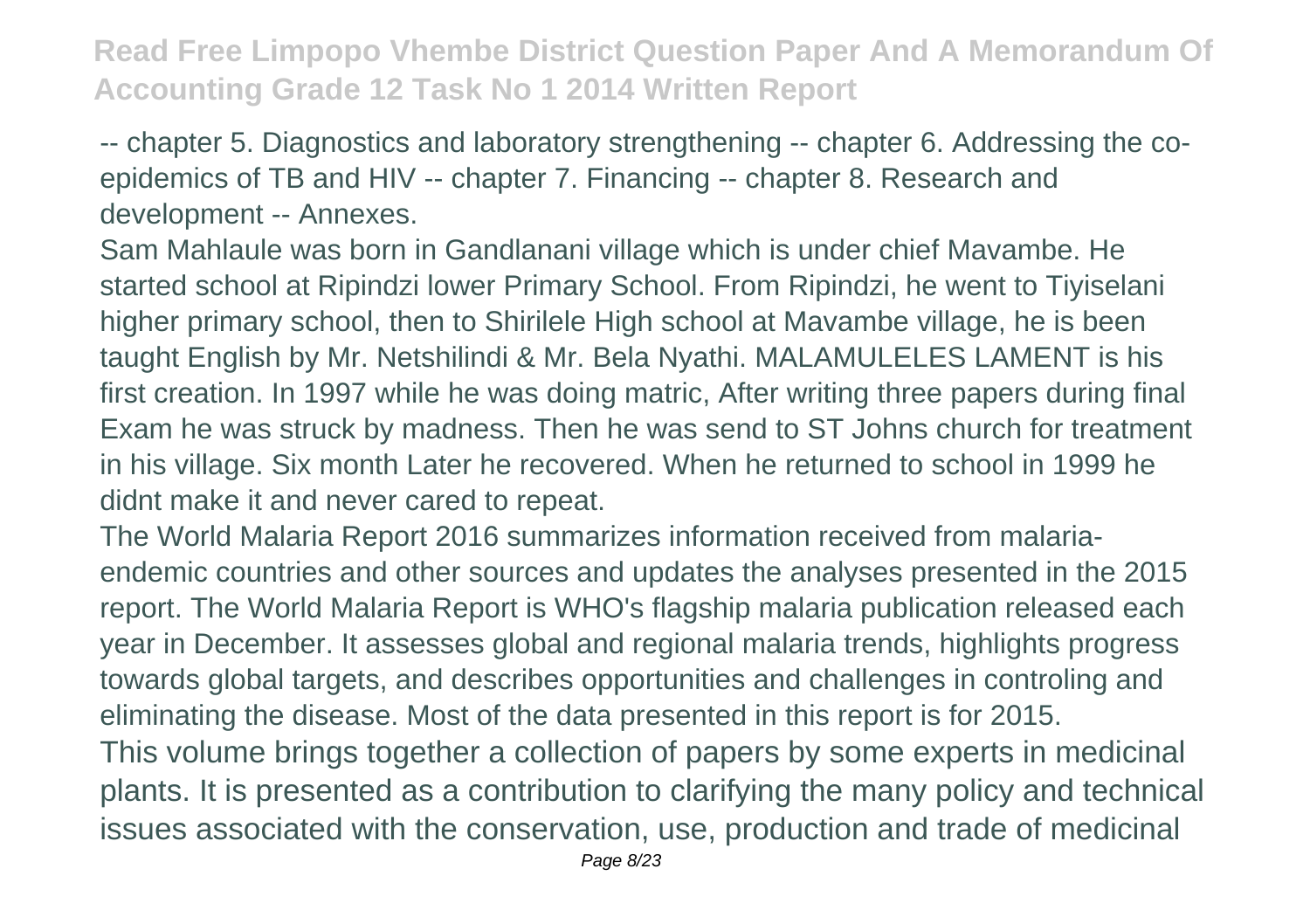-- chapter 5. Diagnostics and laboratory strengthening -- chapter 6. Addressing the co-epidemics of TB and HIV -- chapter 7. Financing -- chapter 8. Research and development -- Annexes.

Sam Mahlaule was born in Gandlanani village which is under chief Mavambe. He started school at Ripindzi lower Primary School. From Ripindzi, he went to Tiyiselani higher primary school, then to Shirilele High school at Mavambe village, he is been taught English by Mr. Netshilindi & Mr. Bela Nyathi. MALAMULELES LAMENT is his first creation. In 1997 while he was doing matric, After writing three papers during final Exam he was struck by madness. Then he was send to ST Johns church for treatment in his village. Six month Later he recovered. When he returned to school in 1999 he didnt make it and never cared to repeat.

The World Malaria Report 2016 summarizes information received from malaria-endemic countries and other sources and updates the analyses presented in the 2015 report. The World Malaria Report is WHO's flagship malaria publication released each year in December. It assesses global and regional malaria trends, highlights progress towards global targets, and describes opportunities and challenges in controling and eliminating the disease. Most of the data presented in this report is for 2015.

This volume brings together a collection of papers by some experts in medicinal plants. It is presented as a contribution to clarifying the many policy and technical issues associated with the conservation, use, production and trade of medicinal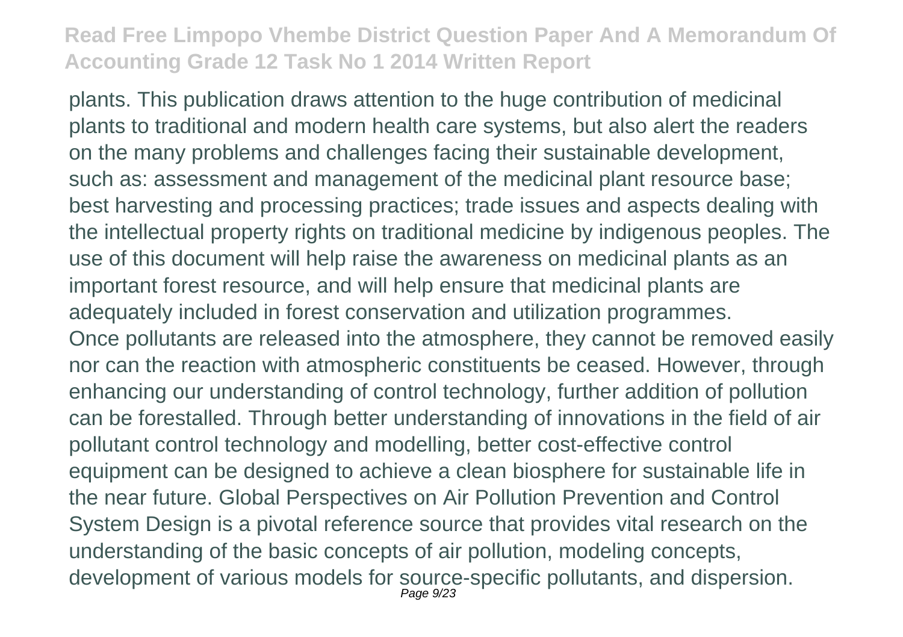plants. This publication draws attention to the huge contribution of medicinal plants to traditional and modern health care systems, but also alert the readers on the many problems and challenges facing their sustainable development, such as: assessment and management of the medicinal plant resource base; best harvesting and processing practices; trade issues and aspects dealing with the intellectual property rights on traditional medicine by indigenous peoples. The use of this document will help raise the awareness on medicinal plants as an important forest resource, and will help ensure that medicinal plants are adequately included in forest conservation and utilization programmes.

Once pollutants are released into the atmosphere, they cannot be removed easily nor can the reaction with atmospheric constituents be ceased. However, through enhancing our understanding of control technology, further addition of pollution can be forestalled. Through better understanding of innovations in the field of air pollutant control technology and modelling, better cost-effective control equipment can be designed to achieve a clean biosphere for sustainable life in the near future. Global Perspectives on Air Pollution Prevention and Control System Design is a pivotal reference source that provides vital research on the understanding of the basic concepts of air pollution, modeling concepts, development of various models for source-specific pollutants, and dispersion.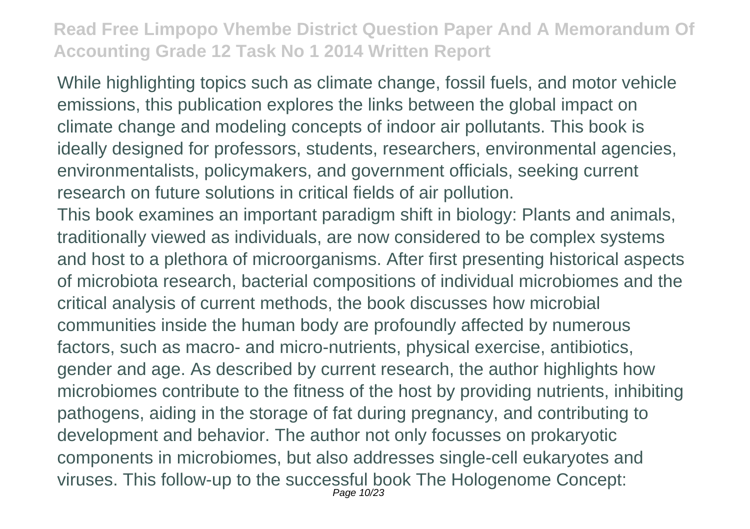While highlighting topics such as climate change, fossil fuels, and motor vehicle emissions, this publication explores the links between the global impact on climate change and modeling concepts of indoor air pollutants. This book is ideally designed for professors, students, researchers, environmental agencies, environmentalists, policymakers, and government officials, seeking current research on future solutions in critical fields of air pollution.

This book examines an important paradigm shift in biology: Plants and animals, traditionally viewed as individuals, are now considered to be complex systems and host to a plethora of microorganisms. After first presenting historical aspects of microbiota research, bacterial compositions of individual microbiomes and the critical analysis of current methods, the book discusses how microbial communities inside the human body are profoundly affected by numerous factors, such as macro- and micro-nutrients, physical exercise, antibiotics, gender and age. As described by current research, the author highlights how microbiomes contribute to the fitness of the host by providing nutrients, inhibiting pathogens, aiding in the storage of fat during pregnancy, and contributing to development and behavior. The author not only focusses on prokaryotic components in microbiomes, but also addresses single-cell eukaryotes and viruses. This follow-up to the successful book The Hologenome Concept: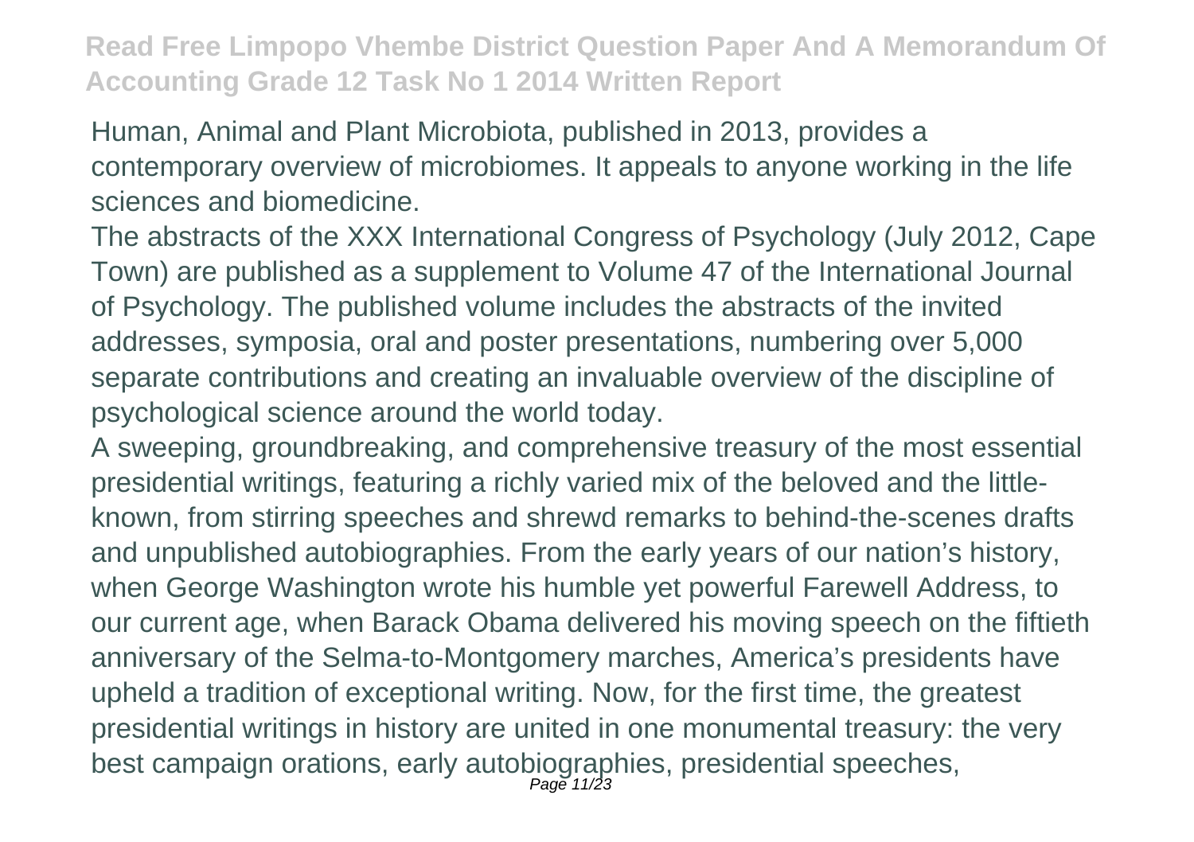Human, Animal and Plant Microbiota, published in 2013, provides a contemporary overview of microbiomes. It appeals to anyone working in the life sciences and biomedicine.

The abstracts of the XXX International Congress of Psychology (July 2012, Cape Town) are published as a supplement to Volume 47 of the International Journal of Psychology. The published volume includes the abstracts of the invited addresses, symposia, oral and poster presentations, numbering over 5,000 separate contributions and creating an invaluable overview of the discipline of psychological science around the world today.

A sweeping, groundbreaking, and comprehensive treasury of the most essential presidential writings, featuring a richly varied mix of the beloved and the little-known, from stirring speeches and shrewd remarks to behind-the-scenes drafts and unpublished autobiographies. From the early years of our nation's history, when George Washington wrote his humble yet powerful Farewell Address, to our current age, when Barack Obama delivered his moving speech on the fiftieth anniversary of the Selma-to-Montgomery marches, America's presidents have upheld a tradition of exceptional writing. Now, for the first time, the greatest presidential writings in history are united in one monumental treasury: the very best campaign orations, early autobiographies, presidential speeches,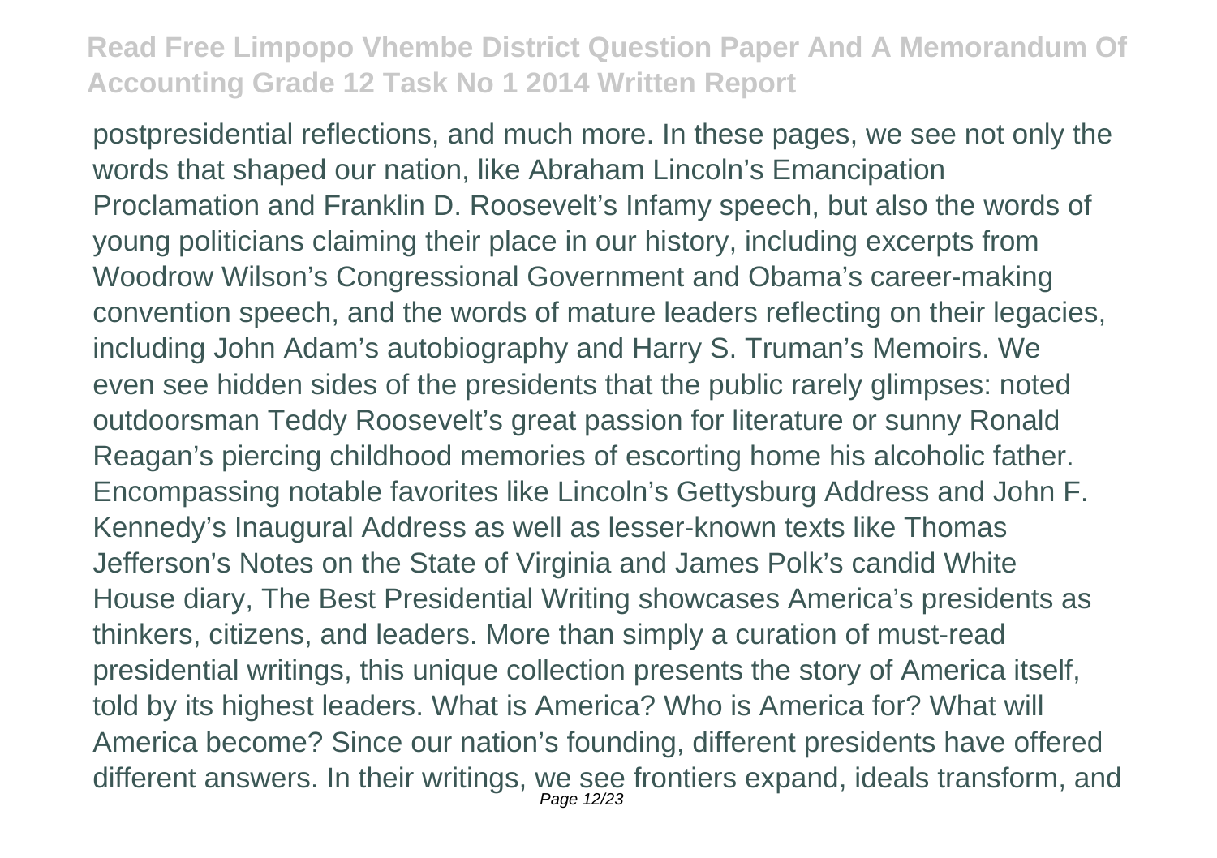postpresidential reflections, and much more. In these pages, we see not only the words that shaped our nation, like Abraham Lincoln's Emancipation Proclamation and Franklin D. Roosevelt's Infamy speech, but also the words of young politicians claiming their place in our history, including excerpts from Woodrow Wilson's Congressional Government and Obama's career-making convention speech, and the words of mature leaders reflecting on their legacies, including John Adam's autobiography and Harry S. Truman's Memoirs. We even see hidden sides of the presidents that the public rarely glimpses: noted outdoorsman Teddy Roosevelt's great passion for literature or sunny Ronald Reagan's piercing childhood memories of escorting home his alcoholic father. Encompassing notable favorites like Lincoln's Gettysburg Address and John F. Kennedy's Inaugural Address as well as lesser-known texts like Thomas Jefferson's Notes on the State of Virginia and James Polk's candid White House diary, The Best Presidential Writing showcases America's presidents as thinkers, citizens, and leaders. More than simply a curation of must-read presidential writings, this unique collection presents the story of America itself, told by its highest leaders. What is America? Who is America for? What will America become? Since our nation's founding, different presidents have offered different answers. In their writings, we see frontiers expand, ideals transform, and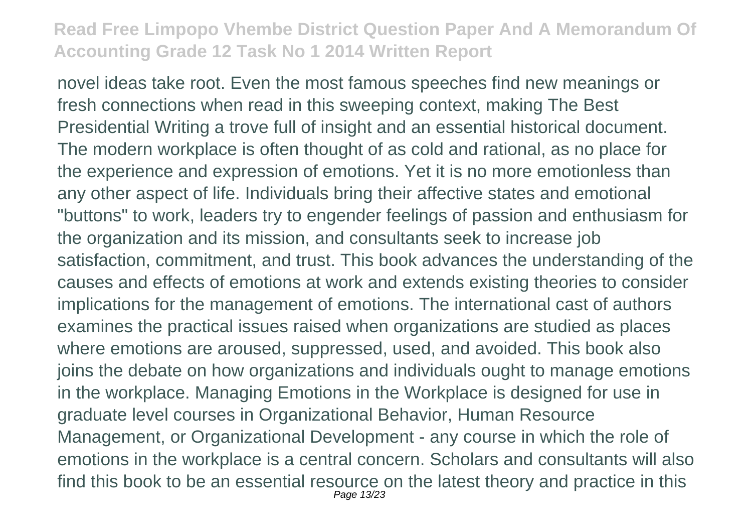novel ideas take root. Even the most famous speeches find new meanings or fresh connections when read in this sweeping context, making The Best Presidential Writing a trove full of insight and an essential historical document. The modern workplace is often thought of as cold and rational, as no place for the experience and expression of emotions. Yet it is no more emotionless than any other aspect of life. Individuals bring their affective states and emotional "buttons" to work, leaders try to engender feelings of passion and enthusiasm for the organization and its mission, and consultants seek to increase job satisfaction, commitment, and trust. This book advances the understanding of the causes and effects of emotions at work and extends existing theories to consider implications for the management of emotions. The international cast of authors examines the practical issues raised when organizations are studied as places where emotions are aroused, suppressed, used, and avoided. This book also joins the debate on how organizations and individuals ought to manage emotions in the workplace. Managing Emotions in the Workplace is designed for use in graduate level courses in Organizational Behavior, Human Resource Management, or Organizational Development - any course in which the role of emotions in the workplace is a central concern. Scholars and consultants will also find this book to be an essential resource on the latest theory and practice in this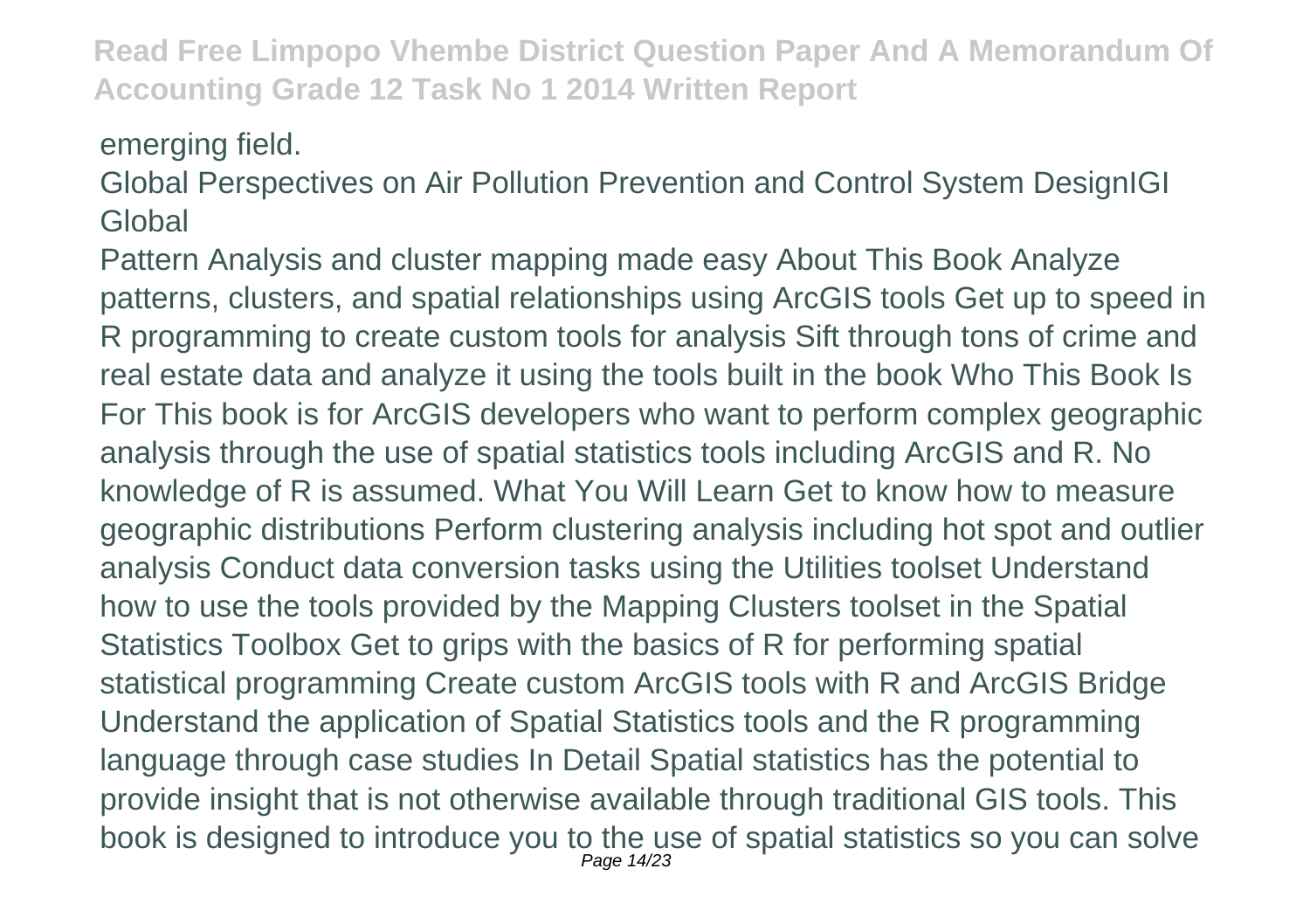emerging field.

Global Perspectives on Air Pollution Prevention and Control System DesignIGI Global

Pattern Analysis and cluster mapping made easy About This Book Analyze patterns, clusters, and spatial relationships using ArcGIS tools Get up to speed in R programming to create custom tools for analysis Sift through tons of crime and real estate data and analyze it using the tools built in the book Who This Book Is For This book is for ArcGIS developers who want to perform complex geographic analysis through the use of spatial statistics tools including ArcGIS and R. No knowledge of R is assumed. What You Will Learn Get to know how to measure geographic distributions Perform clustering analysis including hot spot and outlier analysis Conduct data conversion tasks using the Utilities toolset Understand how to use the tools provided by the Mapping Clusters toolset in the Spatial Statistics Toolbox Get to grips with the basics of R for performing spatial statistical programming Create custom ArcGIS tools with R and ArcGIS Bridge Understand the application of Spatial Statistics tools and the R programming language through case studies In Detail Spatial statistics has the potential to provide insight that is not otherwise available through traditional GIS tools. This book is designed to introduce you to the use of spatial statistics so you can solve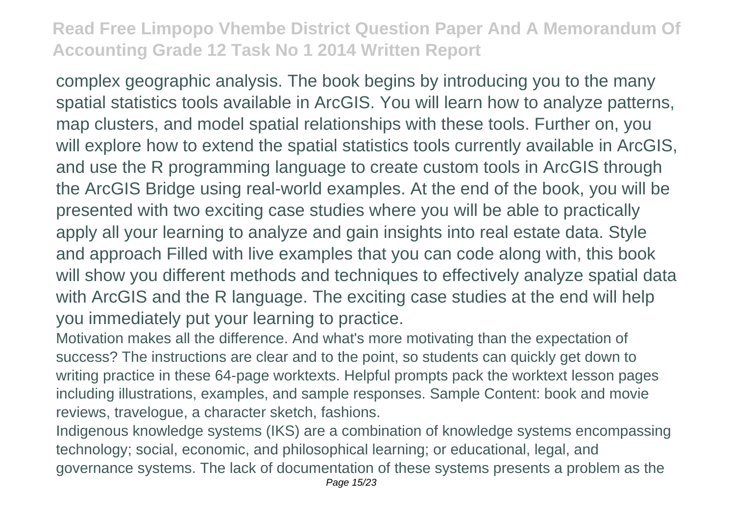complex geographic analysis. The book begins by introducing you to the many spatial statistics tools available in ArcGIS. You will learn how to analyze patterns, map clusters, and model spatial relationships with these tools. Further on, you will explore how to extend the spatial statistics tools currently available in ArcGIS, and use the R programming language to create custom tools in ArcGIS through the ArcGIS Bridge using real-world examples. At the end of the book, you will be presented with two exciting case studies where you will be able to practically apply all your learning to analyze and gain insights into real estate data. Style and approach Filled with live examples that you can code along with, this book will show you different methods and techniques to effectively analyze spatial data with ArcGIS and the R language. The exciting case studies at the end will help you immediately put your learning to practice.

Motivation makes all the difference. And what's more motivating than the expectation of success? The instructions are clear and to the point, so students can quickly get down to writing practice in these 64-page worktexts. Helpful prompts pack the worktext lesson pages including illustrations, examples, and sample responses. Sample Content: book and movie reviews, travelogue, a character sketch, fashions.

Indigenous knowledge systems (IKS) are a combination of knowledge systems encompassing technology; social, economic, and philosophical learning; or educational, legal, and governance systems. The lack of documentation of these systems presents a problem as the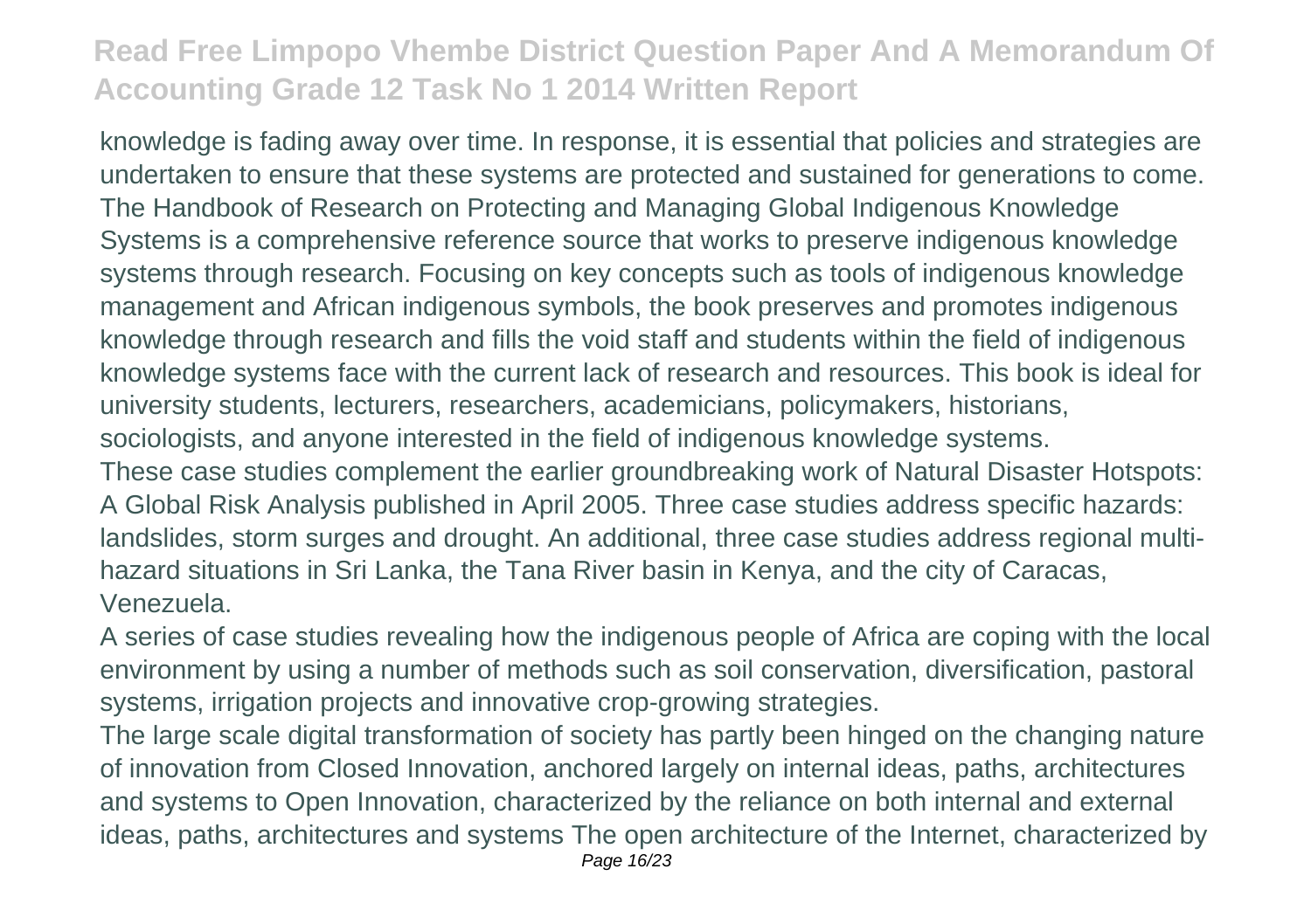knowledge is fading away over time. In response, it is essential that policies and strategies are undertaken to ensure that these systems are protected and sustained for generations to come. The Handbook of Research on Protecting and Managing Global Indigenous Knowledge Systems is a comprehensive reference source that works to preserve indigenous knowledge systems through research. Focusing on key concepts such as tools of indigenous knowledge management and African indigenous symbols, the book preserves and promotes indigenous knowledge through research and fills the void staff and students within the field of indigenous knowledge systems face with the current lack of research and resources. This book is ideal for university students, lecturers, researchers, academicians, policymakers, historians, sociologists, and anyone interested in the field of indigenous knowledge systems.

These case studies complement the earlier groundbreaking work of Natural Disaster Hotspots: A Global Risk Analysis published in April 2005. Three case studies address specific hazards: landslides, storm surges and drought. An additional, three case studies address regional multi-hazard situations in Sri Lanka, the Tana River basin in Kenya, and the city of Caracas, Venezuela.

A series of case studies revealing how the indigenous people of Africa are coping with the local environment by using a number of methods such as soil conservation, diversification, pastoral systems, irrigation projects and innovative crop-growing strategies.

The large scale digital transformation of society has partly been hinged on the changing nature of innovation from Closed Innovation, anchored largely on internal ideas, paths, architectures and systems to Open Innovation, characterized by the reliance on both internal and external ideas, paths, architectures and systems The open architecture of the Internet, characterized by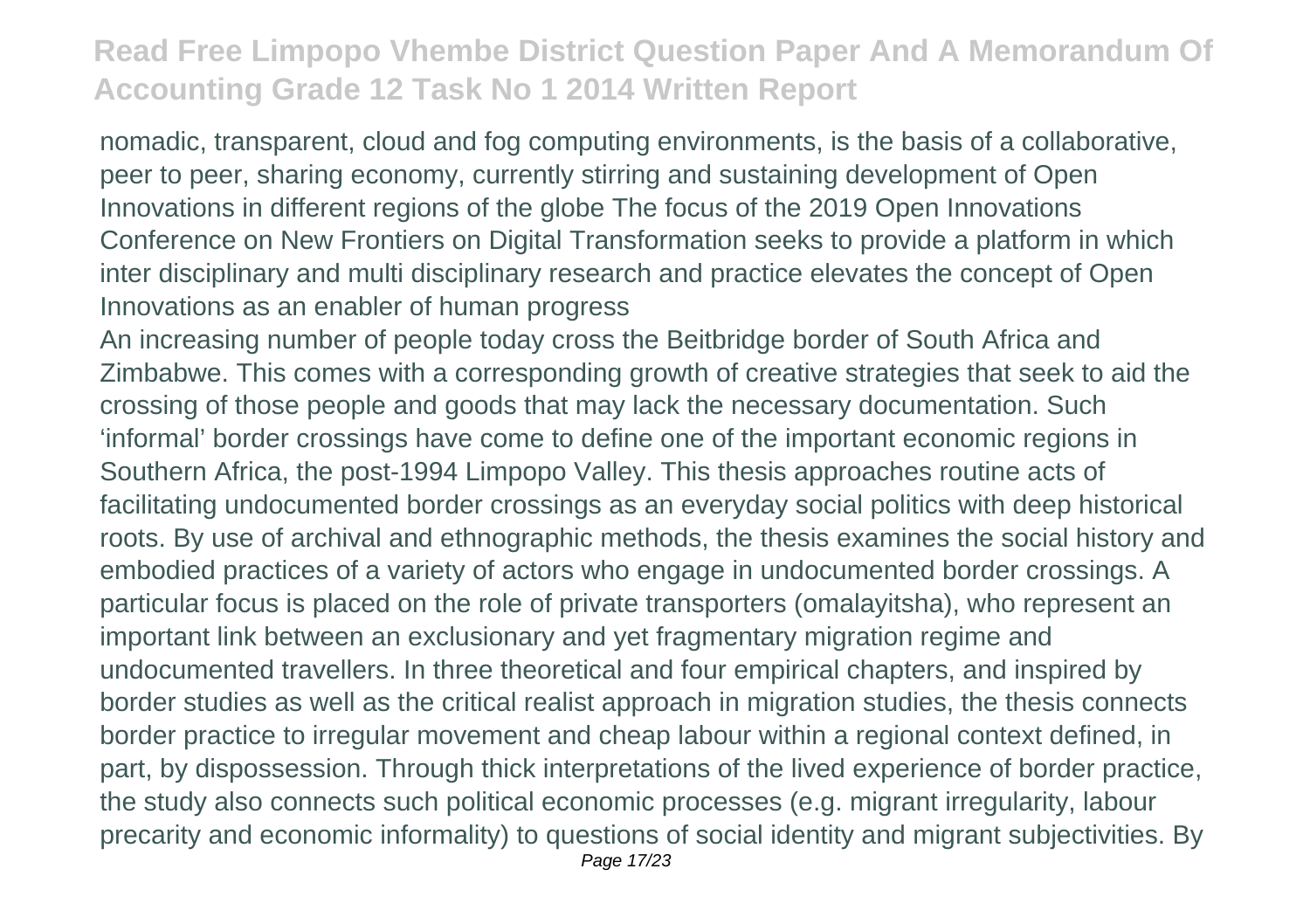nomadic, transparent, cloud and fog computing environments, is the basis of a collaborative, peer to peer, sharing economy, currently stirring and sustaining development of Open Innovations in different regions of the globe The focus of the 2019 Open Innovations Conference on New Frontiers on Digital Transformation seeks to provide a platform in which inter disciplinary and multi disciplinary research and practice elevates the concept of Open Innovations as an enabler of human progress

An increasing number of people today cross the Beitbridge border of South Africa and Zimbabwe. This comes with a corresponding growth of creative strategies that seek to aid the crossing of those people and goods that may lack the necessary documentation. Such 'informal' border crossings have come to define one of the important economic regions in Southern Africa, the post-1994 Limpopo Valley. This thesis approaches routine acts of facilitating undocumented border crossings as an everyday social politics with deep historical roots. By use of archival and ethnographic methods, the thesis examines the social history and embodied practices of a variety of actors who engage in undocumented border crossings. A particular focus is placed on the role of private transporters (omalayitsha), who represent an important link between an exclusionary and yet fragmentary migration regime and undocumented travellers. In three theoretical and four empirical chapters, and inspired by border studies as well as the critical realist approach in migration studies, the thesis connects border practice to irregular movement and cheap labour within a regional context defined, in part, by dispossession. Through thick interpretations of the lived experience of border practice, the study also connects such political economic processes (e.g. migrant irregularity, labour precarity and economic informality) to questions of social identity and migrant subjectivities. By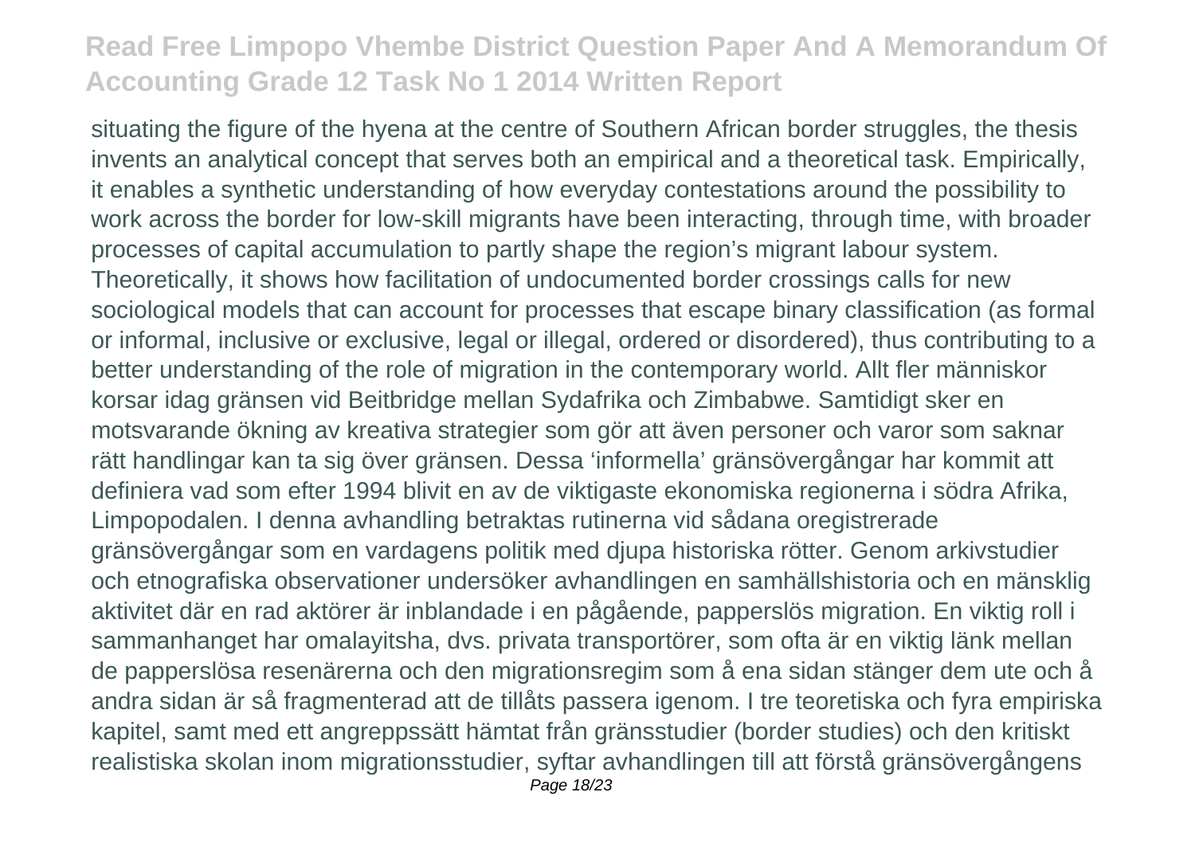situating the figure of the hyena at the centre of Southern African border struggles, the thesis invents an analytical concept that serves both an empirical and a theoretical task. Empirically, it enables a synthetic understanding of how everyday contestations around the possibility to work across the border for low-skill migrants have been interacting, through time, with broader processes of capital accumulation to partly shape the region's migrant labour system. Theoretically, it shows how facilitation of undocumented border crossings calls for new sociological models that can account for processes that escape binary classification (as formal or informal, inclusive or exclusive, legal or illegal, ordered or disordered), thus contributing to a better understanding of the role of migration in the contemporary world. Allt fler människor korsar idag gränsen vid Beitbridge mellan Sydafrika och Zimbabwe. Samtidigt sker en motsvarande ökning av kreativa strategier som gör att även personer och varor som saknar rätt handlingar kan ta sig över gränsen. Dessa 'informella' gränsövergångar har kommit att definiera vad som efter 1994 blivit en av de viktigaste ekonomiska regionerna i södra Afrika, Limpopodalen. I denna avhandling betraktas rutinerna vid sådana oregistrerade gränsövergångar som en vardagens politik med djupa historiska rötter. Genom arkivstudier och etnografiska observationer undersöker avhandlingen en samhällshistoria och en mänsklig aktivitet där en rad aktörer är inblandade i en pågående, papperslös migration. En viktig roll i sammanhanget har omalayitsha, dvs. privata transportörer, som ofta är en viktig länk mellan de papperslösa resenärerna och den migrationsregim som å ena sidan stänger dem ute och å andra sidan är så fragmenterad att de tillåts passera igenom. I tre teoretiska och fyra empiriska kapitel, samt med ett angreppssätt hämtat från gränsstudier (border studies) och den kritiskt realistiska skolan inom migrationsstudier, syftar avhandlingen till att förstå gränsövergångens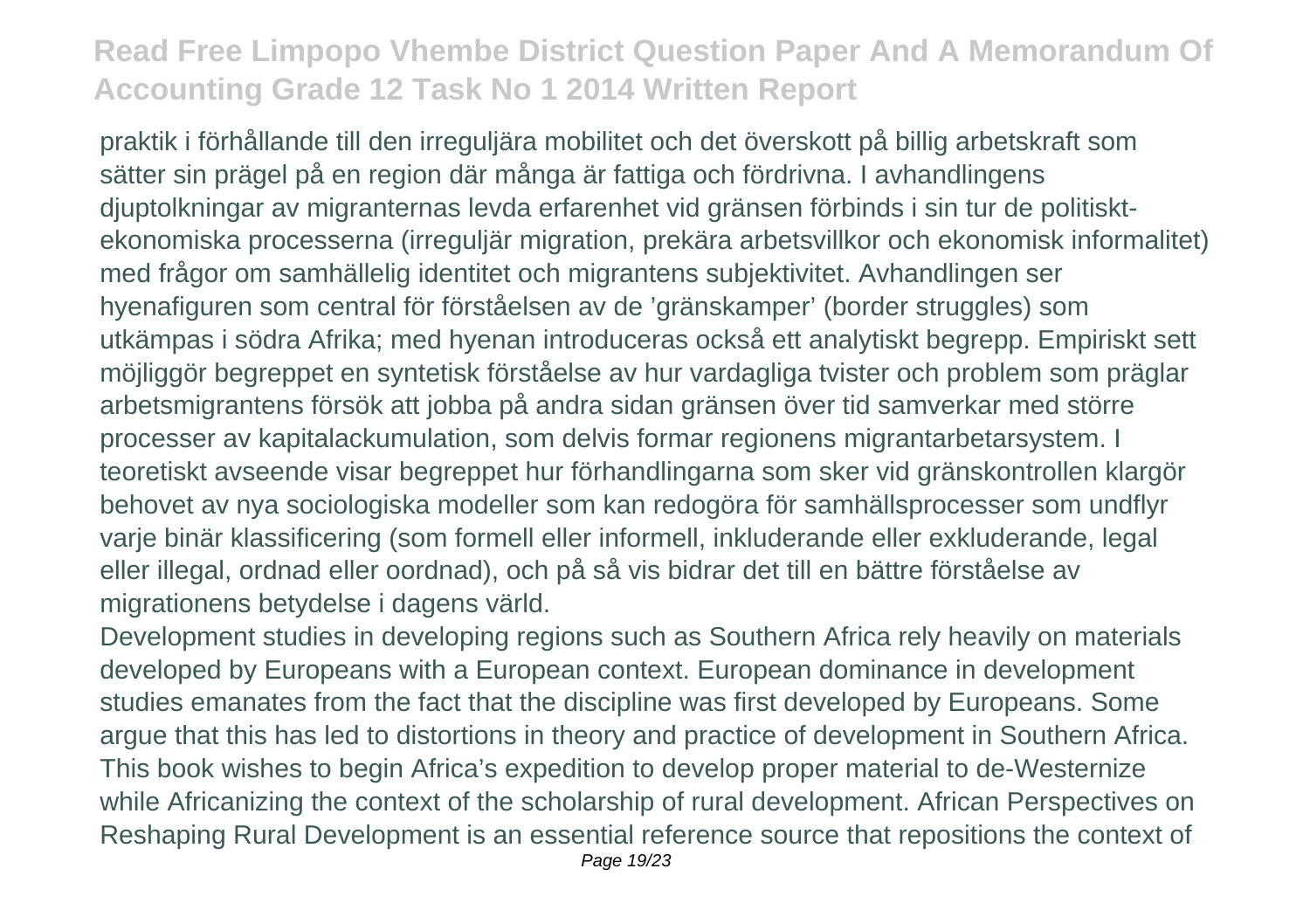praktik i förhållande till den irreguljära mobilitet och det överskott på billig arbetskraft som sätter sin prägel på en region där många är fattiga och fördrivna. I avhandlingens djuptolkningar av migranternas levda erfarenhet vid gränsen förbinds i sin tur de politiskt-ekonomiska processerna (irreguljär migration, prekära arbetsvillkor och ekonomisk informalitet) med frågor om samhällelig identitet och migrantens subjektivitet. Avhandlingen ser hyenafiguren som central för förståelsen av de 'gränskamper' (border struggles) som utkämpas i södra Afrika; med hyenan introduceras också ett analytiskt begrepp. Empiriskt sett möjliggör begreppet en syntetisk förståelse av hur vardagliga tvister och problem som präglar arbetsmigrantens försök att jobba på andra sidan gränsen över tid samverkar med större processer av kapitalackumulation, som delvis formar regionens migrantarbetarsystem. I teoretiskt avseende visar begreppet hur förhandlingarna som sker vid gränskontrollen klargör behovet av nya sociologiska modeller som kan redogöra för samhällsprocesser som undflyr varje binär klassificering (som formell eller informell, inkluderande eller exkluderande, legal eller illegal, ordnad eller oordnad), och på så vis bidrar det till en bättre förståelse av migrationens betydelse i dagens värld.

Development studies in developing regions such as Southern Africa rely heavily on materials developed by Europeans with a European context. European dominance in development studies emanates from the fact that the discipline was first developed by Europeans. Some argue that this has led to distortions in theory and practice of development in Southern Africa. This book wishes to begin Africa's expedition to develop proper material to de-Westernize while Africanizing the context of the scholarship of rural development. African Perspectives on Reshaping Rural Development is an essential reference source that repositions the context of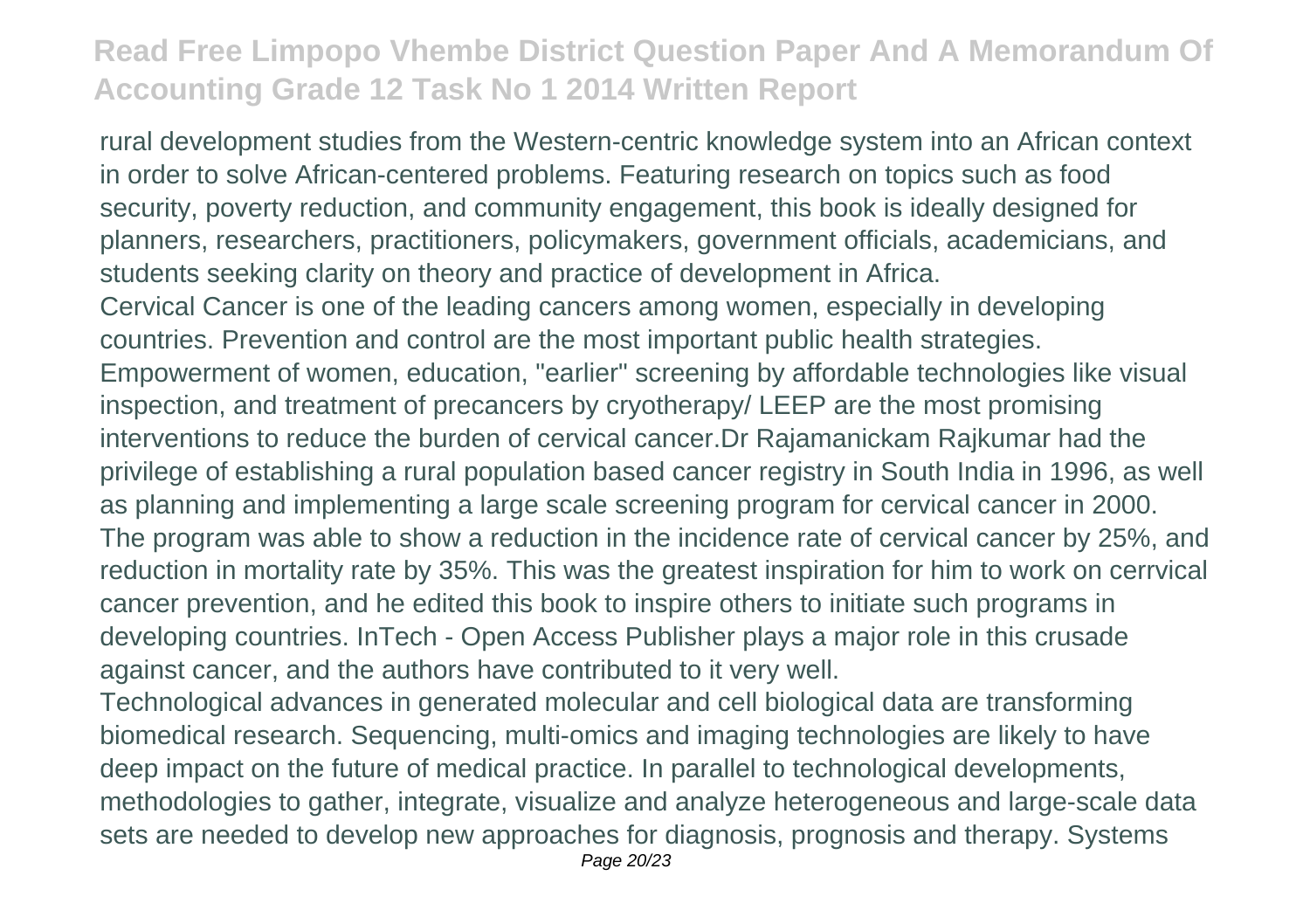rural development studies from the Western-centric knowledge system into an African context in order to solve African-centered problems. Featuring research on topics such as food security, poverty reduction, and community engagement, this book is ideally designed for planners, researchers, practitioners, policymakers, government officials, academicians, and students seeking clarity on theory and practice of development in Africa.

Cervical Cancer is one of the leading cancers among women, especially in developing countries. Prevention and control are the most important public health strategies. Empowerment of women, education, "earlier" screening by affordable technologies like visual inspection, and treatment of precancers by cryotherapy/ LEEP are the most promising interventions to reduce the burden of cervical cancer.Dr Rajamanickam Rajkumar had the privilege of establishing a rural population based cancer registry in South India in 1996, as well as planning and implementing a large scale screening program for cervical cancer in 2000. The program was able to show a reduction in the incidence rate of cervical cancer by 25%, and reduction in mortality rate by 35%. This was the greatest inspiration for him to work on cerrvical cancer prevention, and he edited this book to inspire others to initiate such programs in developing countries. InTech - Open Access Publisher plays a major role in this crusade against cancer, and the authors have contributed to it very well.

Technological advances in generated molecular and cell biological data are transforming biomedical research. Sequencing, multi-omics and imaging technologies are likely to have deep impact on the future of medical practice. In parallel to technological developments, methodologies to gather, integrate, visualize and analyze heterogeneous and large-scale data sets are needed to develop new approaches for diagnosis, prognosis and therapy. Systems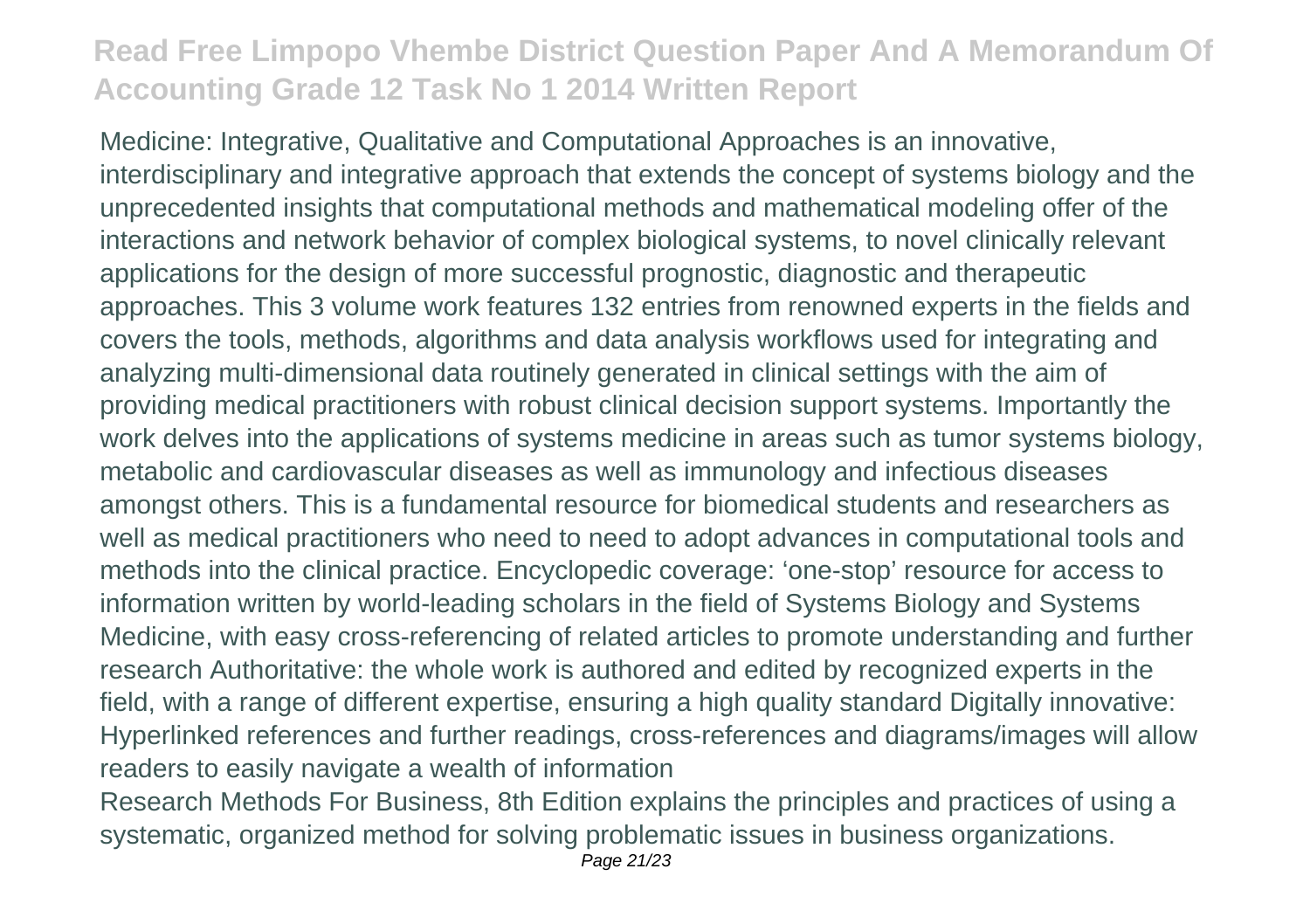Medicine: Integrative, Qualitative and Computational Approaches is an innovative, interdisciplinary and integrative approach that extends the concept of systems biology and the unprecedented insights that computational methods and mathematical modeling offer of the interactions and network behavior of complex biological systems, to novel clinically relevant applications for the design of more successful prognostic, diagnostic and therapeutic approaches. This 3 volume work features 132 entries from renowned experts in the fields and covers the tools, methods, algorithms and data analysis workflows used for integrating and analyzing multi-dimensional data routinely generated in clinical settings with the aim of providing medical practitioners with robust clinical decision support systems. Importantly the work delves into the applications of systems medicine in areas such as tumor systems biology, metabolic and cardiovascular diseases as well as immunology and infectious diseases amongst others. This is a fundamental resource for biomedical students and researchers as well as medical practitioners who need to need to adopt advances in computational tools and methods into the clinical practice. Encyclopedic coverage: 'one-stop' resource for access to information written by world-leading scholars in the field of Systems Biology and Systems Medicine, with easy cross-referencing of related articles to promote understanding and further research Authoritative: the whole work is authored and edited by recognized experts in the field, with a range of different expertise, ensuring a high quality standard Digitally innovative: Hyperlinked references and further readings, cross-references and diagrams/images will allow readers to easily navigate a wealth of information

Research Methods For Business, 8th Edition explains the principles and practices of using a systematic, organized method for solving problematic issues in business organizations.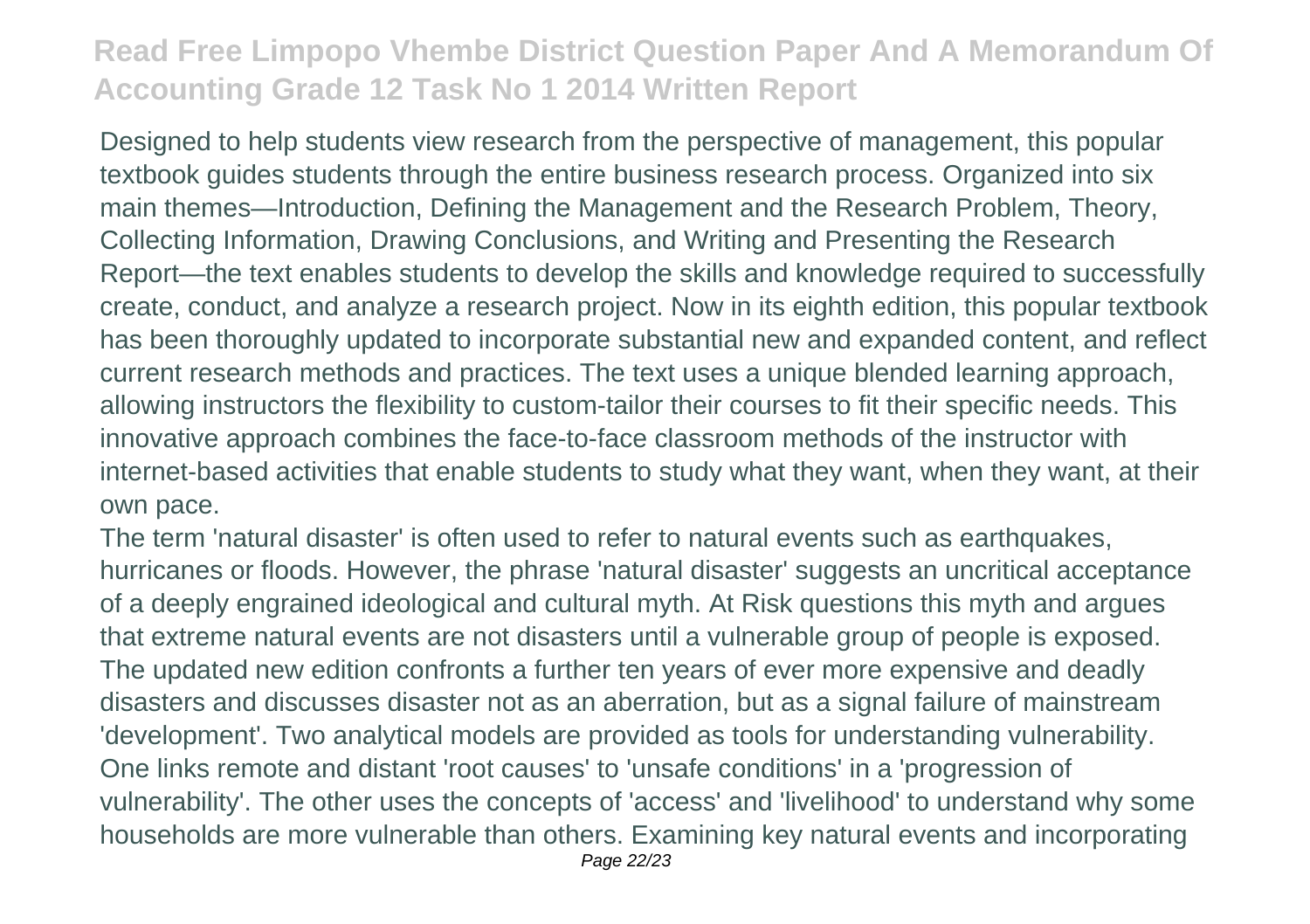Designed to help students view research from the perspective of management, this popular textbook guides students through the entire business research process. Organized into six main themes—Introduction, Defining the Management and the Research Problem, Theory, Collecting Information, Drawing Conclusions, and Writing and Presenting the Research Report—the text enables students to develop the skills and knowledge required to successfully create, conduct, and analyze a research project. Now in its eighth edition, this popular textbook has been thoroughly updated to incorporate substantial new and expanded content, and reflect current research methods and practices. The text uses a unique blended learning approach, allowing instructors the flexibility to custom-tailor their courses to fit their specific needs. This innovative approach combines the face-to-face classroom methods of the instructor with internet-based activities that enable students to study what they want, when they want, at their own pace.

The term 'natural disaster' is often used to refer to natural events such as earthquakes, hurricanes or floods. However, the phrase 'natural disaster' suggests an uncritical acceptance of a deeply engrained ideological and cultural myth. At Risk questions this myth and argues that extreme natural events are not disasters until a vulnerable group of people is exposed. The updated new edition confronts a further ten years of ever more expensive and deadly disasters and discusses disaster not as an aberration, but as a signal failure of mainstream 'development'. Two analytical models are provided as tools for understanding vulnerability. One links remote and distant 'root causes' to 'unsafe conditions' in a 'progression of vulnerability'. The other uses the concepts of 'access' and 'livelihood' to understand why some households are more vulnerable than others. Examining key natural events and incorporating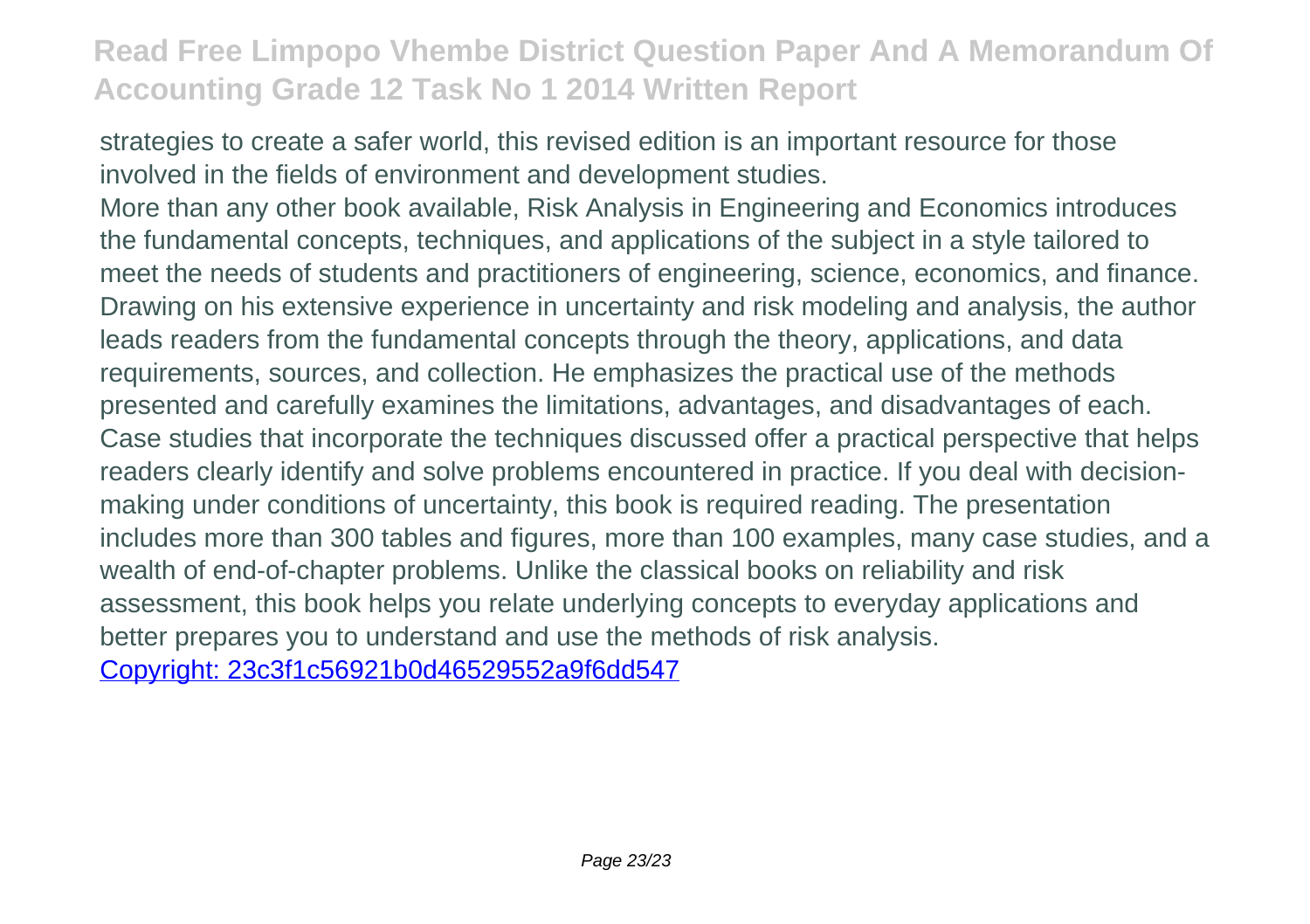strategies to create a safer world, this revised edition is an important resource for those involved in the fields of environment and development studies.

More than any other book available, Risk Analysis in Engineering and Economics introduces the fundamental concepts, techniques, and applications of the subject in a style tailored to meet the needs of students and practitioners of engineering, science, economics, and finance. Drawing on his extensive experience in uncertainty and risk modeling and analysis, the author leads readers from the fundamental concepts through the theory, applications, and data requirements, sources, and collection. He emphasizes the practical use of the methods presented and carefully examines the limitations, advantages, and disadvantages of each. Case studies that incorporate the techniques discussed offer a practical perspective that helps readers clearly identify and solve problems encountered in practice. If you deal with decision-making under conditions of uncertainty, this book is required reading. The presentation includes more than 300 tables and figures, more than 100 examples, many case studies, and a wealth of end-of-chapter problems. Unlike the classical books on reliability and risk assessment, this book helps you relate underlying concepts to everyday applications and better prepares you to understand and use the methods of risk analysis.

Copyright: 23c3f1c56921b0d46529552a9f6dd547